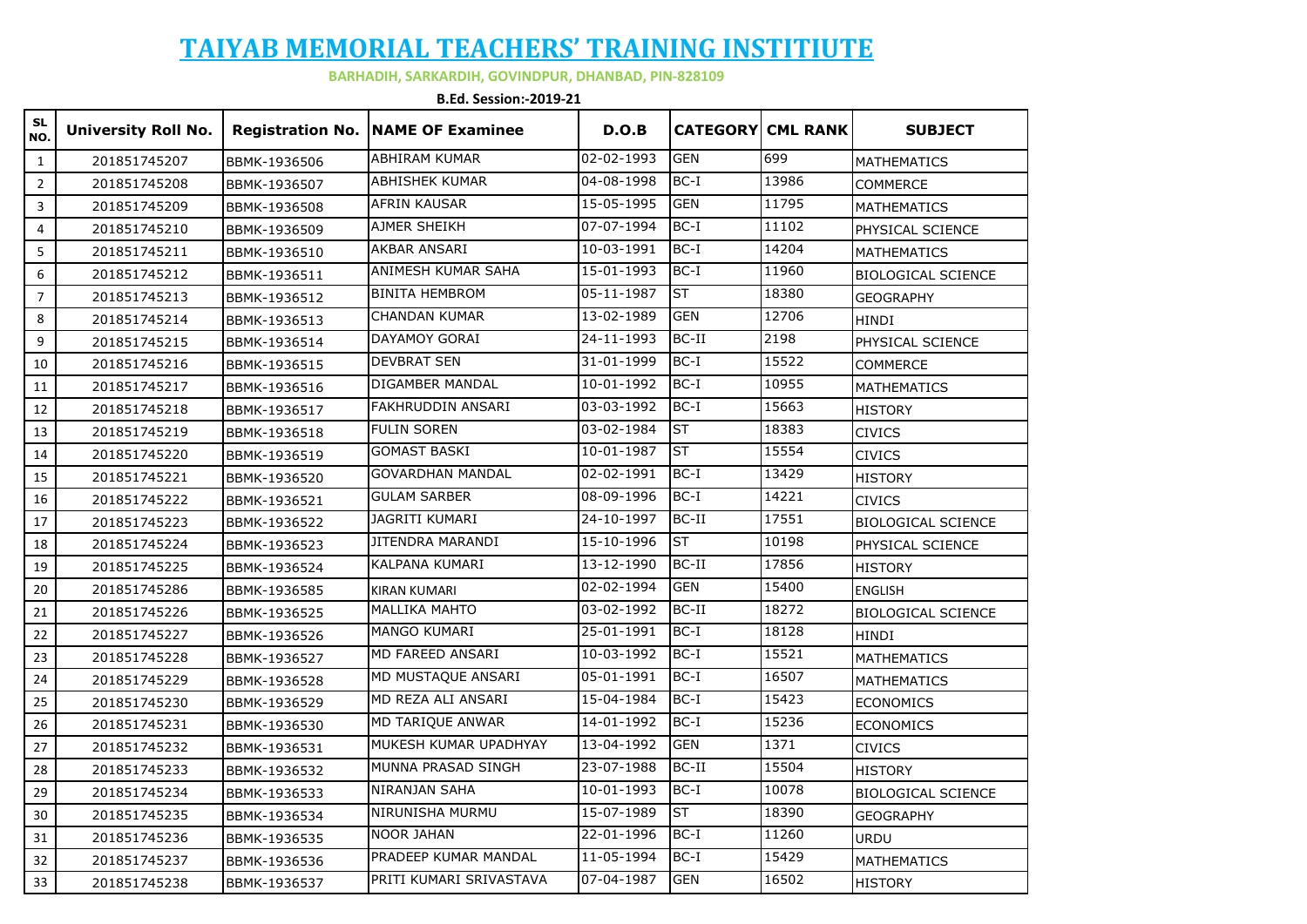# TAIYAB MEMORIAL TEACHERS' TRAINING INSTITIUTE

**BARHADIH, SARKARDIH, GOVINDPUR, DHANBAD, PIN-828109**

**B.Ed. Session:-2019-21**

| SL NO. | University Roll No. | Registration No. | NAME OF Examinee | D.O.B | CATEGORY | CML RANK | SUBJECT |
|---|---|---|---|---|---|---|---|
| 1 | 201851745207 | BBMK-1936506 | ABHIRAM KUMAR | 02-02-1993 | GEN | 699 | MATHEMATICS |
| 2 | 201851745208 | BBMK-1936507 | ABHISHEK KUMAR | 04-08-1998 | BC-I | 13986 | COMMERCE |
| 3 | 201851745209 | BBMK-1936508 | AFRIN KAUSAR | 15-05-1995 | GEN | 11795 | MATHEMATICS |
| 4 | 201851745210 | BBMK-1936509 | AJMER SHEIKH | 07-07-1994 | BC-I | 11102 | PHYSICAL SCIENCE |
| 5 | 201851745211 | BBMK-1936510 | AKBAR ANSARI | 10-03-1991 | BC-I | 14204 | MATHEMATICS |
| 6 | 201851745212 | BBMK-1936511 | ANIMESH KUMAR SAHA | 15-01-1993 | BC-I | 11960 | BIOLOGICAL SCIENCE |
| 7 | 201851745213 | BBMK-1936512 | BINITA HEMBROM | 05-11-1987 | ST | 18380 | GEOGRAPHY |
| 8 | 201851745214 | BBMK-1936513 | CHANDAN KUMAR | 13-02-1989 | GEN | 12706 | HINDI |
| 9 | 201851745215 | BBMK-1936514 | DAYAMOY GORAI | 24-11-1993 | BC-II | 2198 | PHYSICAL SCIENCE |
| 10 | 201851745216 | BBMK-1936515 | DEVBRAT SEN | 31-01-1999 | BC-I | 15522 | COMMERCE |
| 11 | 201851745217 | BBMK-1936516 | DIGAMBER MANDAL | 10-01-1992 | BC-I | 10955 | MATHEMATICS |
| 12 | 201851745218 | BBMK-1936517 | FAKHRUDDIN ANSARI | 03-03-1992 | BC-I | 15663 | HISTORY |
| 13 | 201851745219 | BBMK-1936518 | FULIN SOREN | 03-02-1984 | ST | 18383 | CIVICS |
| 14 | 201851745220 | BBMK-1936519 | GOMAST BASKI | 10-01-1987 | ST | 15554 | CIVICS |
| 15 | 201851745221 | BBMK-1936520 | GOVARDHAN MANDAL | 02-02-1991 | BC-I | 13429 | HISTORY |
| 16 | 201851745222 | BBMK-1936521 | GULAM SARBER | 08-09-1996 | BC-I | 14221 | CIVICS |
| 17 | 201851745223 | BBMK-1936522 | JAGRITI KUMARI | 24-10-1997 | BC-II | 17551 | BIOLOGICAL SCIENCE |
| 18 | 201851745224 | BBMK-1936523 | JITENDRA MARANDI | 15-10-1996 | ST | 10198 | PHYSICAL SCIENCE |
| 19 | 201851745225 | BBMK-1936524 | KALPANA KUMARI | 13-12-1990 | BC-II | 17856 | HISTORY |
| 20 | 201851745286 | BBMK-1936585 | KIRAN KUMARI | 02-02-1994 | GEN | 15400 | ENGLISH |
| 21 | 201851745226 | BBMK-1936525 | MALLIKA MAHTO | 03-02-1992 | BC-II | 18272 | BIOLOGICAL SCIENCE |
| 22 | 201851745227 | BBMK-1936526 | MANGO KUMARI | 25-01-1991 | BC-I | 18128 | HINDI |
| 23 | 201851745228 | BBMK-1936527 | MD FAREED ANSARI | 10-03-1992 | BC-I | 15521 | MATHEMATICS |
| 24 | 201851745229 | BBMK-1936528 | MD MUSTAQUE ANSARI | 05-01-1991 | BC-I | 16507 | MATHEMATICS |
| 25 | 201851745230 | BBMK-1936529 | MD REZA ALI ANSARI | 15-04-1984 | BC-I | 15423 | ECONOMICS |
| 26 | 201851745231 | BBMK-1936530 | MD TARIQUE ANWAR | 14-01-1992 | BC-I | 15236 | ECONOMICS |
| 27 | 201851745232 | BBMK-1936531 | MUKESH KUMAR UPADHYAY | 13-04-1992 | GEN | 1371 | CIVICS |
| 28 | 201851745233 | BBMK-1936532 | MUNNA PRASAD SINGH | 23-07-1988 | BC-II | 15504 | HISTORY |
| 29 | 201851745234 | BBMK-1936533 | NIRANJAN SAHA | 10-01-1993 | BC-I | 10078 | BIOLOGICAL SCIENCE |
| 30 | 201851745235 | BBMK-1936534 | NIRUNISHA MURMU | 15-07-1989 | ST | 18390 | GEOGRAPHY |
| 31 | 201851745236 | BBMK-1936535 | NOOR JAHAN | 22-01-1996 | BC-I | 11260 | URDU |
| 32 | 201851745237 | BBMK-1936536 | PRADEEP KUMAR MANDAL | 11-05-1994 | BC-I | 15429 | MATHEMATICS |
| 33 | 201851745238 | BBMK-1936537 | PRITI KUMARI SRIVASTAVA | 07-04-1987 | GEN | 16502 | HISTORY |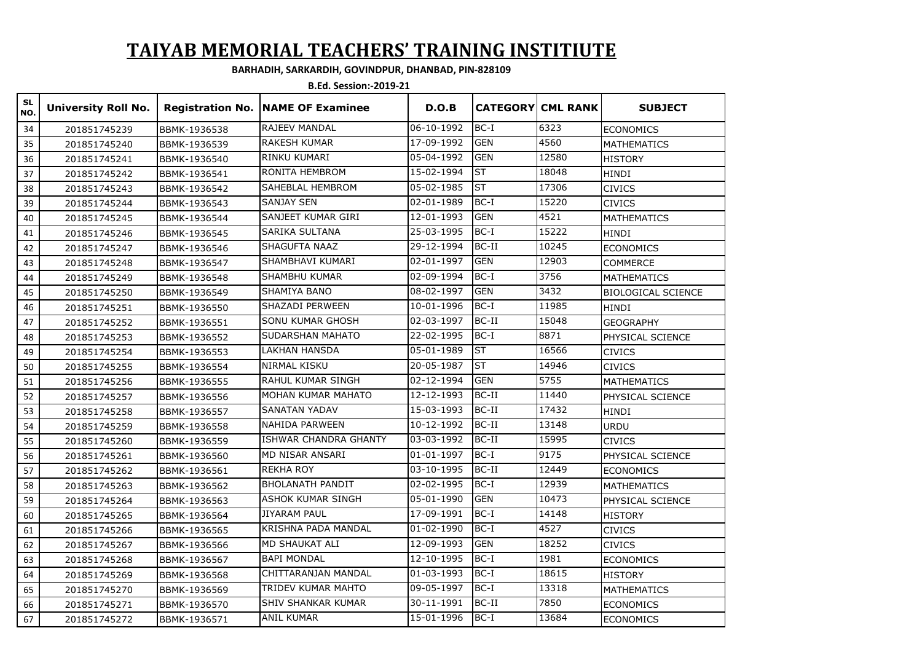# TAIYAB MEMORIAL TEACHERS' TRAINING INSTITIUTE

**BARHADIH, SARKARDIH, GOVINDPUR, DHANBAD, PIN-828109**

**B.Ed. Session:-2019-21**

| SL NO. | University Roll No. | Registration No. | NAME OF Examinee | D.O.B | CATEGORY | CML RANK | SUBJECT |
|---|---|---|---|---|---|---|---|
| 34 | 201851745239 | BBMK-1936538 | RAJEEV MANDAL | 06-10-1992 | BC-I | 6323 | ECONOMICS |
| 35 | 201851745240 | BBMK-1936539 | RAKESH KUMAR | 17-09-1992 | GEN | 4560 | MATHEMATICS |
| 36 | 201851745241 | BBMK-1936540 | RINKU KUMARI | 05-04-1992 | GEN | 12580 | HISTORY |
| 37 | 201851745242 | BBMK-1936541 | RONITA HEMBROM | 15-02-1994 | ST | 18048 | HINDI |
| 38 | 201851745243 | BBMK-1936542 | SAHEBLAL HEMBROM | 05-02-1985 | ST | 17306 | CIVICS |
| 39 | 201851745244 | BBMK-1936543 | SANJAY SEN | 02-01-1989 | BC-I | 15220 | CIVICS |
| 40 | 201851745245 | BBMK-1936544 | SANJEET KUMAR GIRI | 12-01-1993 | GEN | 4521 | MATHEMATICS |
| 41 | 201851745246 | BBMK-1936545 | SARIKA SULTANA | 25-03-1995 | BC-I | 15222 | HINDI |
| 42 | 201851745247 | BBMK-1936546 | SHAGUFTA NAAZ | 29-12-1994 | BC-II | 10245 | ECONOMICS |
| 43 | 201851745248 | BBMK-1936547 | SHAMBHAVI KUMARI | 02-01-1997 | GEN | 12903 | COMMERCE |
| 44 | 201851745249 | BBMK-1936548 | SHAMBHU KUMAR | 02-09-1994 | BC-I | 3756 | MATHEMATICS |
| 45 | 201851745250 | BBMK-1936549 | SHAMIYA BANO | 08-02-1997 | GEN | 3432 | BIOLOGICAL SCIENCE |
| 46 | 201851745251 | BBMK-1936550 | SHAZADI PERWEEN | 10-01-1996 | BC-I | 11985 | HINDI |
| 47 | 201851745252 | BBMK-1936551 | SONU KUMAR GHOSH | 02-03-1997 | BC-II | 15048 | GEOGRAPHY |
| 48 | 201851745253 | BBMK-1936552 | SUDARSHAN MAHATO | 22-02-1995 | BC-I | 8871 | PHYSICAL SCIENCE |
| 49 | 201851745254 | BBMK-1936553 | LAKHAN HANSDA | 05-01-1989 | ST | 16566 | CIVICS |
| 50 | 201851745255 | BBMK-1936554 | NIRMAL KISKU | 20-05-1987 | ST | 14946 | CIVICS |
| 51 | 201851745256 | BBMK-1936555 | RAHUL KUMAR SINGH | 02-12-1994 | GEN | 5755 | MATHEMATICS |
| 52 | 201851745257 | BBMK-1936556 | MOHAN KUMAR MAHATO | 12-12-1993 | BC-II | 11440 | PHYSICAL SCIENCE |
| 53 | 201851745258 | BBMK-1936557 | SANATAN YADAV | 15-03-1993 | BC-II | 17432 | HINDI |
| 54 | 201851745259 | BBMK-1936558 | NAHIDA PARWEEN | 10-12-1992 | BC-II | 13148 | URDU |
| 55 | 201851745260 | BBMK-1936559 | ISHWAR CHANDRA GHANTY | 03-03-1992 | BC-II | 15995 | CIVICS |
| 56 | 201851745261 | BBMK-1936560 | MD NISAR ANSARI | 01-01-1997 | BC-I | 9175 | PHYSICAL SCIENCE |
| 57 | 201851745262 | BBMK-1936561 | REKHA ROY | 03-10-1995 | BC-II | 12449 | ECONOMICS |
| 58 | 201851745263 | BBMK-1936562 | BHOLANATH PANDIT | 02-02-1995 | BC-I | 12939 | MATHEMATICS |
| 59 | 201851745264 | BBMK-1936563 | ASHOK KUMAR SINGH | 05-01-1990 | GEN | 10473 | PHYSICAL SCIENCE |
| 60 | 201851745265 | BBMK-1936564 | JIYARAM PAUL | 17-09-1991 | BC-I | 14148 | HISTORY |
| 61 | 201851745266 | BBMK-1936565 | KRISHNA PADA MANDAL | 01-02-1990 | BC-I | 4527 | CIVICS |
| 62 | 201851745267 | BBMK-1936566 | MD SHAUKAT ALI | 12-09-1993 | GEN | 18252 | CIVICS |
| 63 | 201851745268 | BBMK-1936567 | BAPI MONDAL | 12-10-1995 | BC-I | 1981 | ECONOMICS |
| 64 | 201851745269 | BBMK-1936568 | CHITTARANJAN MANDAL | 01-03-1993 | BC-I | 18615 | HISTORY |
| 65 | 201851745270 | BBMK-1936569 | TRIDEV KUMAR MAHTO | 09-05-1997 | BC-I | 13318 | MATHEMATICS |
| 66 | 201851745271 | BBMK-1936570 | SHIV SHANKAR KUMAR | 30-11-1991 | BC-II | 7850 | ECONOMICS |
| 67 | 201851745272 | BBMK-1936571 | ANIL KUMAR | 15-01-1996 | BC-I | 13684 | ECONOMICS |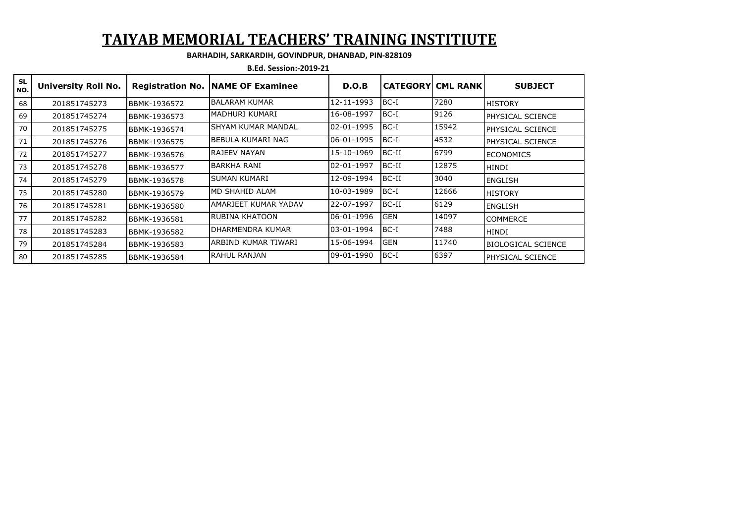# TAIYAB MEMORIAL TEACHERS' TRAINING INSTITIUTE

**BARHADIH, SARKARDIH, GOVINDPUR, DHANBAD, PIN-828109**

**B.Ed. Session:-2019-21**

| SL NO. | University Roll No. | Registration No. | NAME OF Examinee | D.O.B | CATEGORY | CML RANK | SUBJECT |
|---|---|---|---|---|---|---|---|
| 68 | 201851745273 | BBMK-1936572 | BALARAM KUMAR | 12-11-1993 | BC-I | 7280 | HISTORY |
| 69 | 201851745274 | BBMK-1936573 | MADHURI KUMARI | 16-08-1997 | BC-I | 9126 | PHYSICAL SCIENCE |
| 70 | 201851745275 | BBMK-1936574 | SHYAM KUMAR MANDAL | 02-01-1995 | BC-I | 15942 | PHYSICAL SCIENCE |
| 71 | 201851745276 | BBMK-1936575 | BEBULA KUMARI NAG | 06-01-1995 | BC-I | 4532 | PHYSICAL SCIENCE |
| 72 | 201851745277 | BBMK-1936576 | RAJEEV NAYAN | 15-10-1969 | BC-II | 6799 | ECONOMICS |
| 73 | 201851745278 | BBMK-1936577 | BARKHA RANI | 02-01-1997 | BC-II | 12875 | HINDI |
| 74 | 201851745279 | BBMK-1936578 | SUMAN KUMARI | 12-09-1994 | BC-II | 3040 | ENGLISH |
| 75 | 201851745280 | BBMK-1936579 | MD SHAHID ALAM | 10-03-1989 | BC-I | 12666 | HISTORY |
| 76 | 201851745281 | BBMK-1936580 | AMARJEET KUMAR YADAV | 22-07-1997 | BC-II | 6129 | ENGLISH |
| 77 | 201851745282 | BBMK-1936581 | RUBINA KHATOON | 06-01-1996 | GEN | 14097 | COMMERCE |
| 78 | 201851745283 | BBMK-1936582 | DHARMENDRA KUMAR | 03-01-1994 | BC-I | 7488 | HINDI |
| 79 | 201851745284 | BBMK-1936583 | ARBIND KUMAR TIWARI | 15-06-1994 | GEN | 11740 | BIOLOGICAL SCIENCE |
| 80 | 201851745285 | BBMK-1936584 | RAHUL RANJAN | 09-01-1990 | BC-I | 6397 | PHYSICAL SCIENCE |